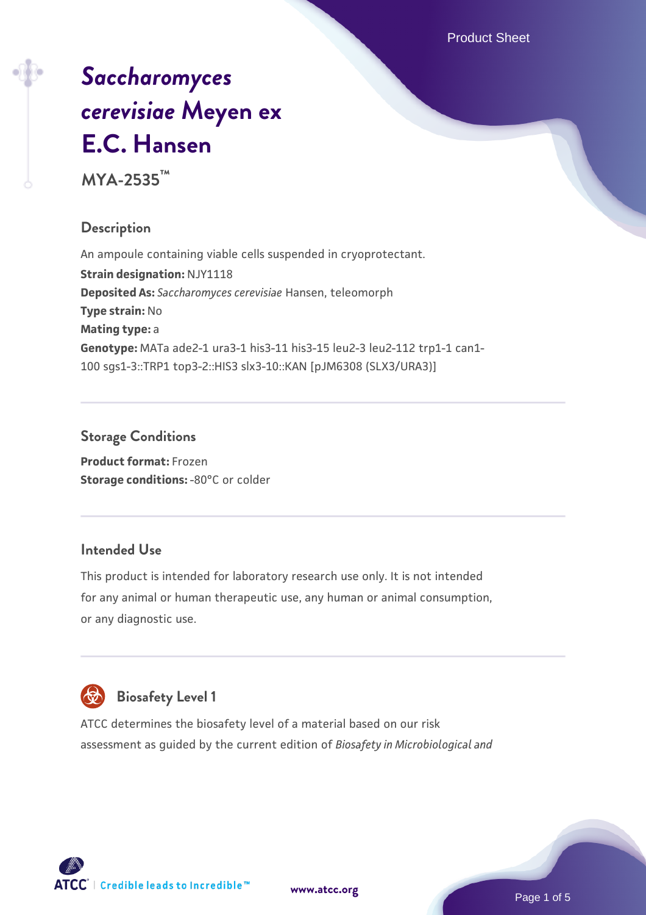# *Saccharomyces cerevisiae* Meyen ex E.C. Hansen

**MYA-2535™**

## Description

An ampoule containing viable cells suspended in cryoprotectant.

**Strain designation:** NJY1118

**Deposited As:** *Saccharomyces cerevisiae* Hansen, teleomorph

**Type strain:** No

**Mating type:** a

**Genotype:** MATa ade2-1 ura3-1 his3-11 his3-15 leu2-3 leu2-112 trp1-1 can1-100 sgs1-3::TRP1 top3-2::HIS3 slx3-10::KAN [pJM6308 (SLX3/URA3)]

## Storage Conditions

**Product format:** Frozen

**Storage conditions:** -80°C or colder

## Intended Use

This product is intended for laboratory research use only. It is not intended for any animal or human therapeutic use, any human or animal consumption, or any diagnostic use.

## Biosafety Level 1

ATCC determines the biosafety level of a material based on our risk assessment as guided by the current edition of *Biosafety in Microbiological and*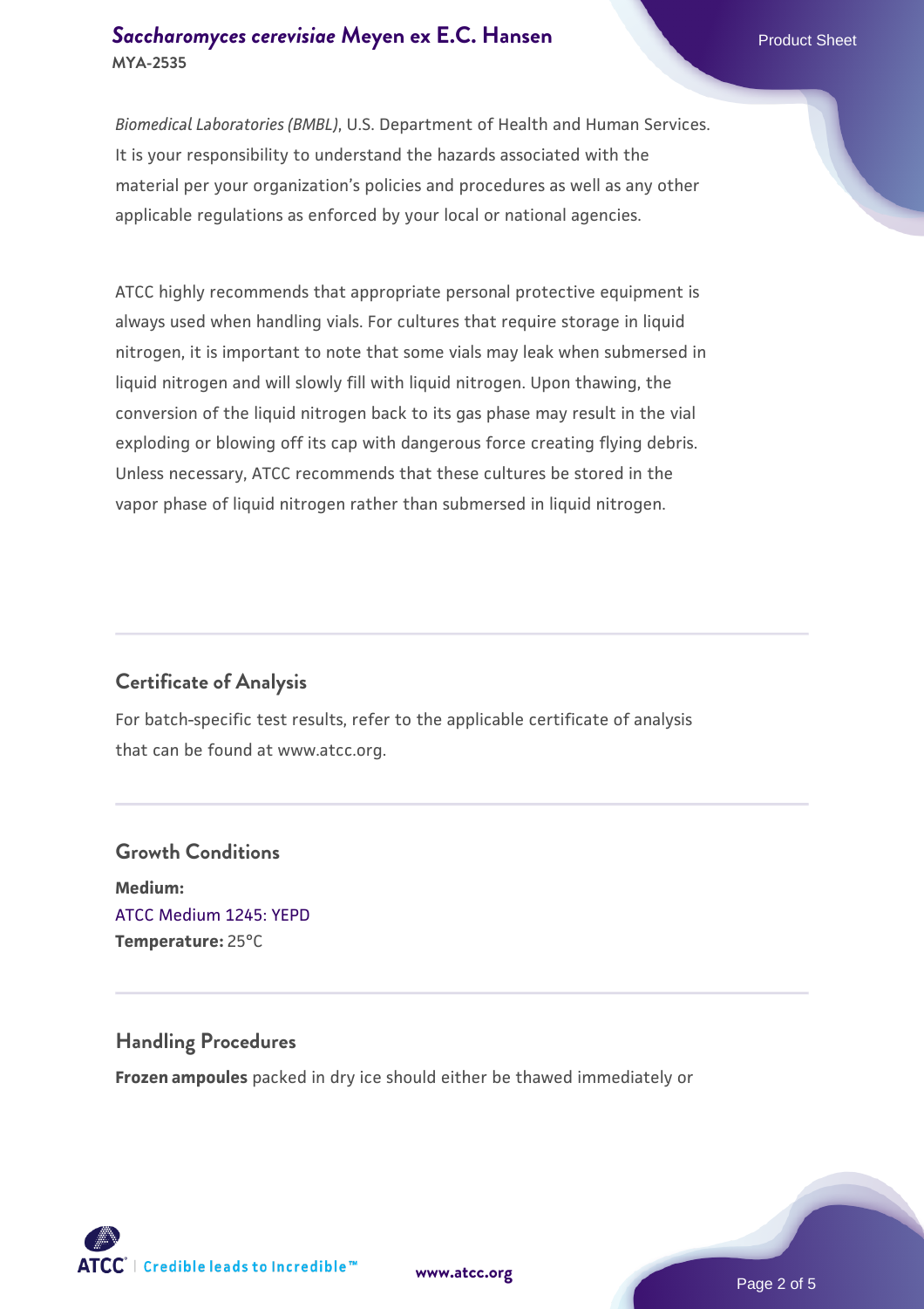*Biomedical Laboratories (BMBL)*, U.S. Department of Health and Human Services. It is your responsibility to understand the hazards associated with the material per your organization's policies and procedures as well as any other applicable regulations as enforced by your local or national agencies.

ATCC highly recommends that appropriate personal protective equipment is always used when handling vials. For cultures that require storage in liquid nitrogen, it is important to note that some vials may leak when submersed in liquid nitrogen and will slowly fill with liquid nitrogen. Upon thawing, the conversion of the liquid nitrogen back to its gas phase may result in the vial exploding or blowing off its cap with dangerous force creating flying debris. Unless necessary, ATCC recommends that these cultures be stored in the vapor phase of liquid nitrogen rather than submersed in liquid nitrogen.

## Certificate of Analysis

For batch-specific test results, refer to the applicable certificate of analysis that can be found at www.atcc.org.

## Growth Conditions

**Medium:**
ATCC Medium 1245: YEPD
**Temperature:** 25°C

## Handling Procedures

**Frozen ampoules** packed in dry ice should either be thawed immediately or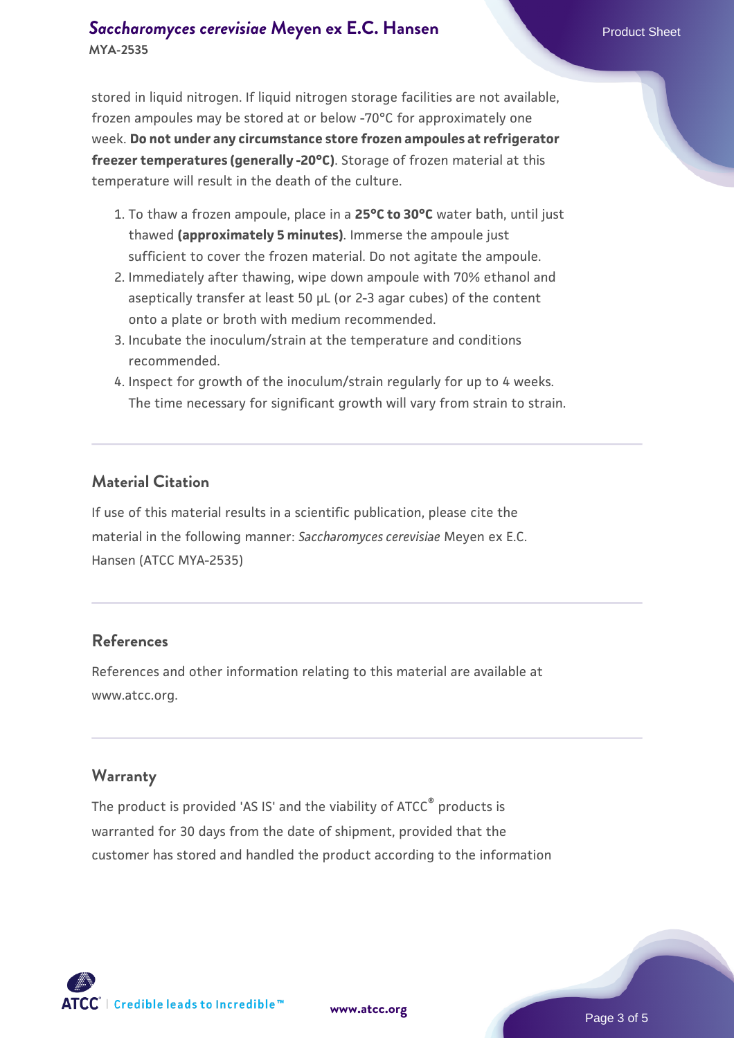stored in liquid nitrogen. If liquid nitrogen storage facilities are not available, frozen ampoules may be stored at or below -70°C for approximately one week. **Do not under any circumstance store frozen ampoules at refrigerator freezer temperatures (generally -20°C)**. Storage of frozen material at this temperature will result in the death of the culture.

1. To thaw a frozen ampoule, place in a **25°C to 30°C** water bath, until just thawed **(approximately 5 minutes)**. Immerse the ampoule just sufficient to cover the frozen material. Do not agitate the ampoule.
2. Immediately after thawing, wipe down ampoule with 70% ethanol and aseptically transfer at least 50 µL (or 2-3 agar cubes) of the content onto a plate or broth with medium recommended.
3. Incubate the inoculum/strain at the temperature and conditions recommended.
4. Inspect for growth of the inoculum/strain regularly for up to 4 weeks. The time necessary for significant growth will vary from strain to strain.

## Material Citation

If use of this material results in a scientific publication, please cite the material in the following manner: *Saccharomyces cerevisiae* Meyen ex E.C. Hansen (ATCC MYA-2535)

## References

References and other information relating to this material are available at www.atcc.org.

## Warranty

The product is provided 'AS IS' and the viability of ATCC® products is warranted for 30 days from the date of shipment, provided that the customer has stored and handled the product according to the information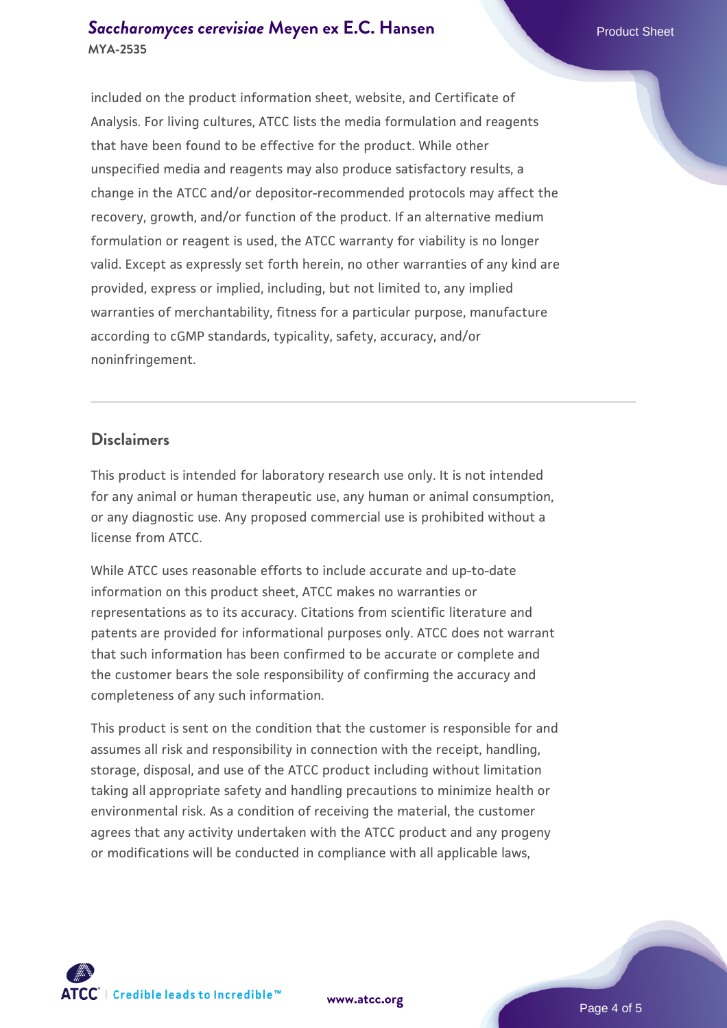included on the product information sheet, website, and Certificate of Analysis. For living cultures, ATCC lists the media formulation and reagents that have been found to be effective for the product. While other unspecified media and reagents may also produce satisfactory results, a change in the ATCC and/or depositor-recommended protocols may affect the recovery, growth, and/or function of the product. If an alternative medium formulation or reagent is used, the ATCC warranty for viability is no longer valid. Except as expressly set forth herein, no other warranties of any kind are provided, express or implied, including, but not limited to, any implied warranties of merchantability, fitness for a particular purpose, manufacture according to cGMP standards, typicality, safety, accuracy, and/or noninfringement.

## Disclaimers

This product is intended for laboratory research use only. It is not intended for any animal or human therapeutic use, any human or animal consumption, or any diagnostic use. Any proposed commercial use is prohibited without a license from ATCC.

While ATCC uses reasonable efforts to include accurate and up-to-date information on this product sheet, ATCC makes no warranties or representations as to its accuracy. Citations from scientific literature and patents are provided for informational purposes only. ATCC does not warrant that such information has been confirmed to be accurate or complete and the customer bears the sole responsibility of confirming the accuracy and completeness of any such information.

This product is sent on the condition that the customer is responsible for and assumes all risk and responsibility in connection with the receipt, handling, storage, disposal, and use of the ATCC product including without limitation taking all appropriate safety and handling precautions to minimize health or environmental risk. As a condition of receiving the material, the customer agrees that any activity undertaken with the ATCC product and any progeny or modifications will be conducted in compliance with all applicable laws,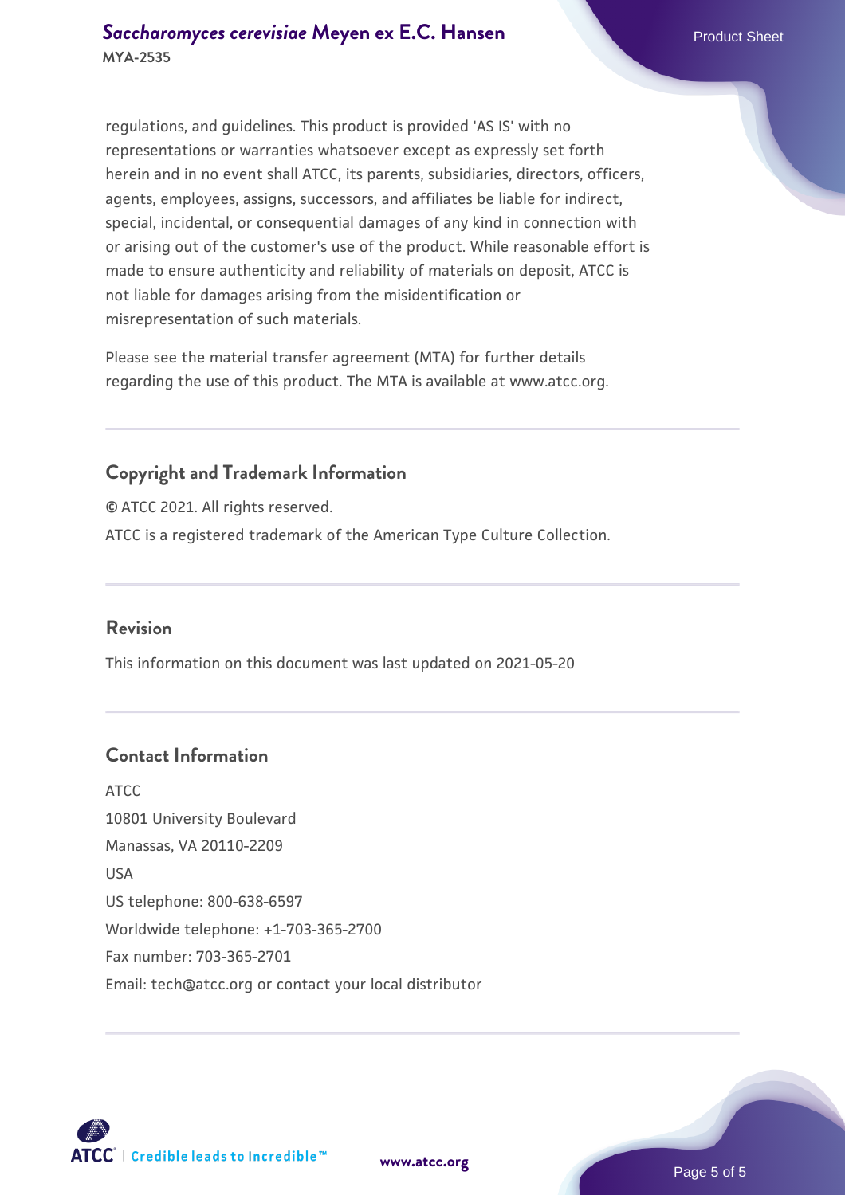regulations, and guidelines. This product is provided 'AS IS' with no representations or warranties whatsoever except as expressly set forth herein and in no event shall ATCC, its parents, subsidiaries, directors, officers, agents, employees, assigns, successors, and affiliates be liable for indirect, special, incidental, or consequential damages of any kind in connection with or arising out of the customer's use of the product. While reasonable effort is made to ensure authenticity and reliability of materials on deposit, ATCC is not liable for damages arising from the misidentification or misrepresentation of such materials.

Please see the material transfer agreement (MTA) for further details regarding the use of this product. The MTA is available at www.atcc.org.

## Copyright and Trademark Information

© ATCC 2021. All rights reserved.

ATCC is a registered trademark of the American Type Culture Collection.

## Revision

This information on this document was last updated on 2021-05-20

## Contact Information

ATCC
10801 University Boulevard
Manassas, VA 20110-2209
USA
US telephone: 800-638-6597
Worldwide telephone: +1-703-365-2700
Fax number: 703-365-2701
Email: tech@atcc.org or contact your local distributor